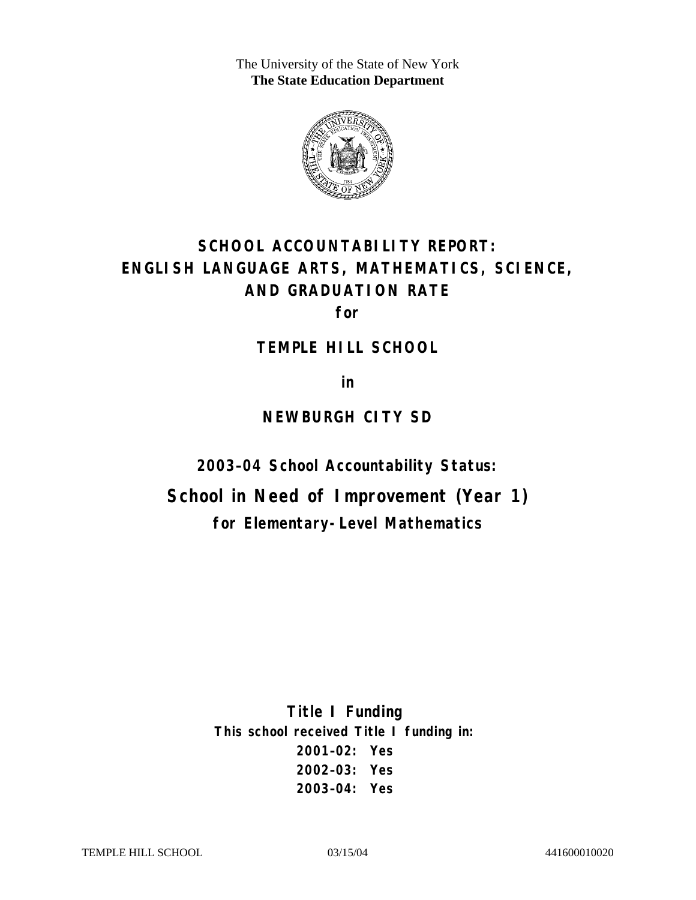The University of the State of New York
**The State Education Department**

# SCHOOL ACCOUNTABILITY REPORT: ENGLISH LANGUAGE ARTS, MATHEMATICS, SCIENCE, AND GRADUATION RATE

**for**

## TEMPLE HILL SCHOOL

**in**

## NEWBURGH CITY SD

### 2003–04 School Accountability Status:

## School in Need of Improvement (Year 1)

### for Elementary-Level Mathematics

**Title I Funding**

**This school received Title I funding in:**

**2001–02: Yes**

**2002–03: Yes**

**2003–04: Yes**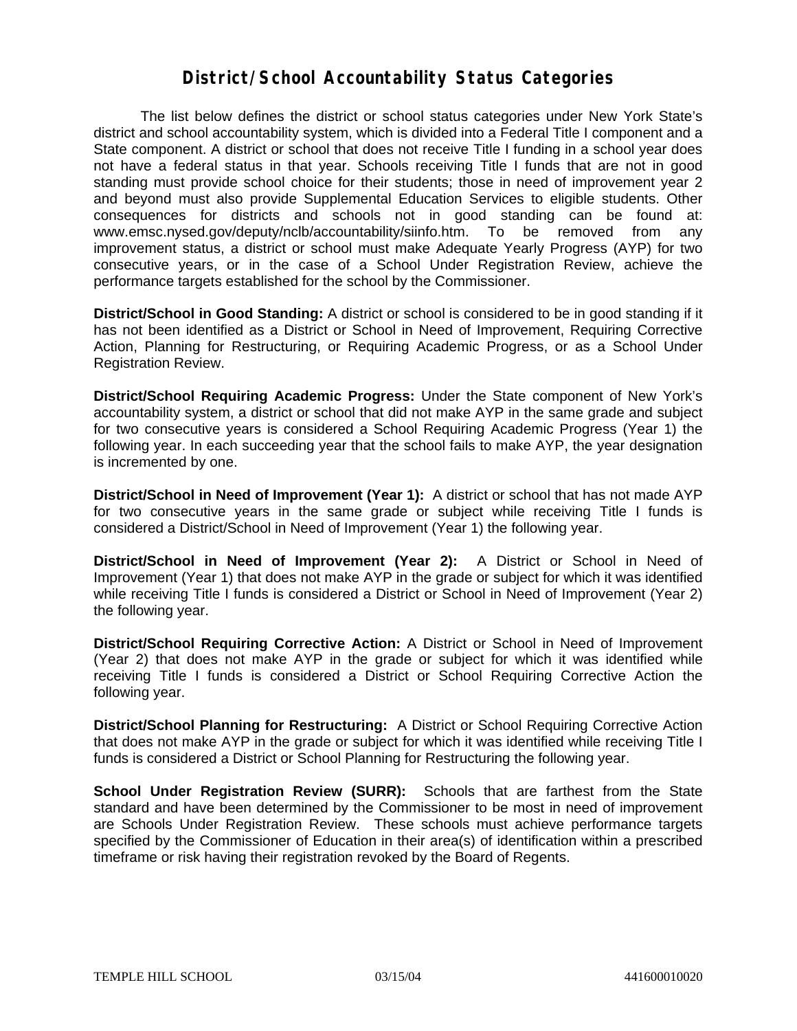# District/School Accountability Status Categories

The list below defines the district or school status categories under New York State's district and school accountability system, which is divided into a Federal Title I component and a State component. A district or school that does not receive Title I funding in a school year does not have a federal status in that year. Schools receiving Title I funds that are not in good standing must provide school choice for their students; those in need of improvement year 2 and beyond must also provide Supplemental Education Services to eligible students. Other consequences for districts and schools not in good standing can be found at: www.emsc.nysed.gov/deputy/nclb/accountability/siinfo.htm. To be removed from any improvement status, a district or school must make Adequate Yearly Progress (AYP) for two consecutive years, or in the case of a School Under Registration Review, achieve the performance targets established for the school by the Commissioner.

**District/School in Good Standing:** A district or school is considered to be in good standing if it has not been identified as a District or School in Need of Improvement, Requiring Corrective Action, Planning for Restructuring, or Requiring Academic Progress, or as a School Under Registration Review.

**District/School Requiring Academic Progress:** Under the State component of New York's accountability system, a district or school that did not make AYP in the same grade and subject for two consecutive years is considered a School Requiring Academic Progress (Year 1) the following year. In each succeeding year that the school fails to make AYP, the year designation is incremented by one.

**District/School in Need of Improvement (Year 1):** A district or school that has not made AYP for two consecutive years in the same grade or subject while receiving Title I funds is considered a District/School in Need of Improvement (Year 1) the following year.

**District/School in Need of Improvement (Year 2):** A District or School in Need of Improvement (Year 1) that does not make AYP in the grade or subject for which it was identified while receiving Title I funds is considered a District or School in Need of Improvement (Year 2) the following year.

**District/School Requiring Corrective Action:** A District or School in Need of Improvement (Year 2) that does not make AYP in the grade or subject for which it was identified while receiving Title I funds is considered a District or School Requiring Corrective Action the following year.

**District/School Planning for Restructuring:** A District or School Requiring Corrective Action that does not make AYP in the grade or subject for which it was identified while receiving Title I funds is considered a District or School Planning for Restructuring the following year.

**School Under Registration Review (SURR):** Schools that are farthest from the State standard and have been determined by the Commissioner to be most in need of improvement are Schools Under Registration Review. These schools must achieve performance targets specified by the Commissioner of Education in their area(s) of identification within a prescribed timeframe or risk having their registration revoked by the Board of Regents.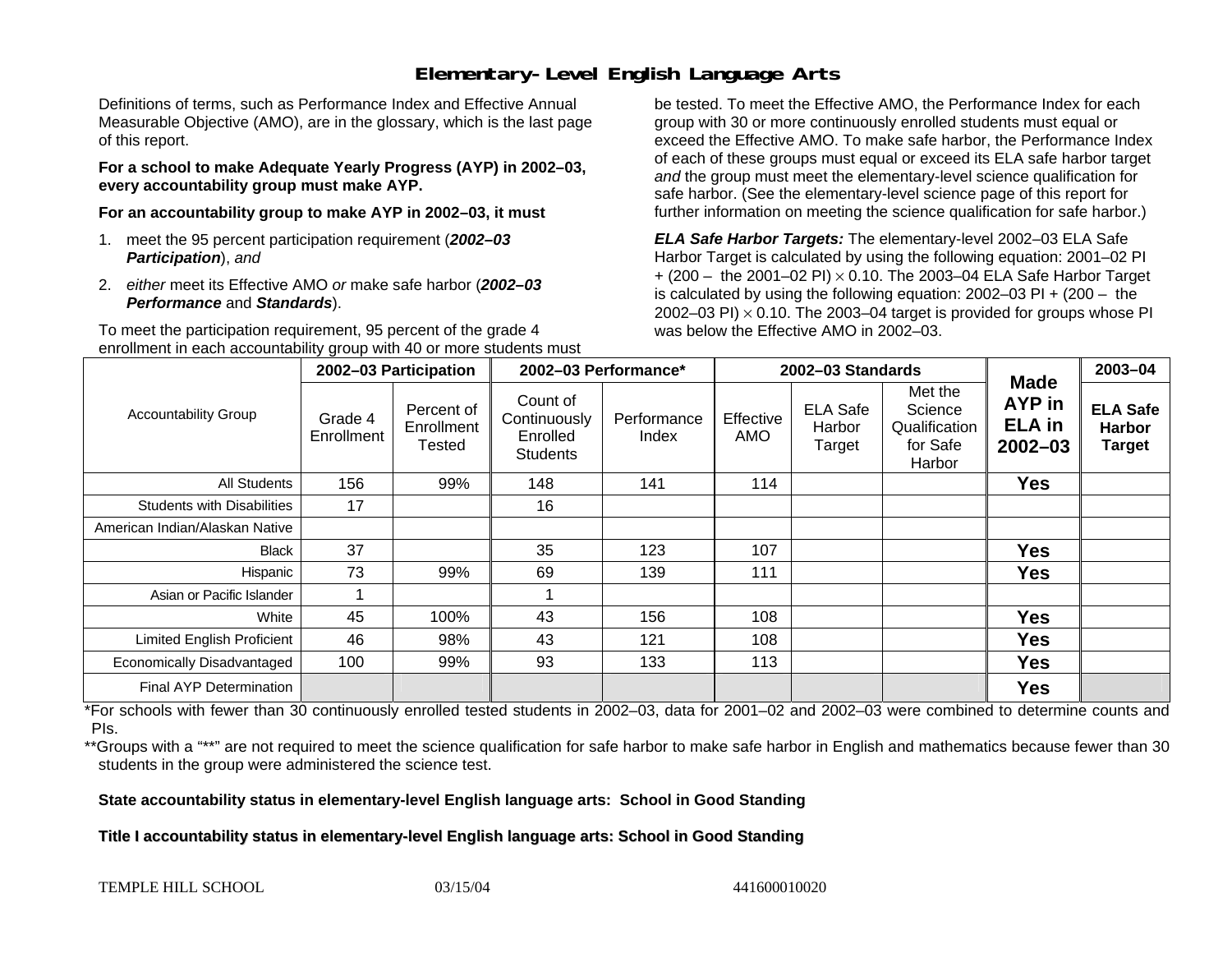# Elementary-Level English Language Arts

Definitions of terms, such as Performance Index and Effective Annual Measurable Objective (AMO), are in the glossary, which is the last page of this report.

**For a school to make Adequate Yearly Progress (AYP) in 2002–03, every accountability group must make AYP.**

**For an accountability group to make AYP in 2002–03, it must**

1. meet the 95 percent participation requirement (***2002–03 Participation***), *and*
2. *either* meet its Effective AMO *or* make safe harbor (***2002–03 Performance*** and ***Standards***).

To meet the participation requirement, 95 percent of the grade 4 enrollment in each accountability group with 40 or more students must be tested. To meet the Effective AMO, the Performance Index for each group with 30 or more continuously enrolled students must equal or exceed the Effective AMO. To make safe harbor, the Performance Index of each of these groups must equal or exceed its ELA safe harbor target *and* the group must meet the elementary-level science qualification for safe harbor. (See the elementary-level science page of this report for further information on meeting the science qualification for safe harbor.)

***ELA Safe Harbor Targets:*** The elementary-level 2002–03 ELA Safe Harbor Target is calculated by using the following equation: 2001–02 PI + (200 – the 2001–02 PI) × 0.10. The 2003–04 ELA Safe Harbor Target is calculated by using the following equation: 2002–03 PI + (200 – the 2002–03 PI) × 0.10. The 2003–04 target is provided for groups whose PI was below the Effective AMO in 2002–03.

| Accountability Group | 2002–03 Participation | | 2002–03 Performance* | | 2002–03 Standards | | | Made AYP in ELA in 2002–03 | 2003–04 |
|---|---|---|---|---|---|---|---|---|---|
| | Grade 4 Enrollment | Percent of Enrollment Tested | Count of Continuously Enrolled Students | Performance Index | Effective AMO | ELA Safe Harbor Target | Met the Science Qualification for Safe Harbor | | ELA Safe Harbor Target |
| All Students | 156 | 99% | 148 | 141 | 114 | | | Yes | |
| Students with Disabilities | 17 | | 16 | | | | | | |
| American Indian/Alaskan Native | | | | | | | | | |
| Black | 37 | | 35 | 123 | 107 | | | Yes | |
| Hispanic | 73 | 99% | 69 | 139 | 111 | | | Yes | |
| Asian or Pacific Islander | 1 | | 1 | | | | | | |
| White | 45 | 100% | 43 | 156 | 108 | | | Yes | |
| Limited English Proficient | 46 | 98% | 43 | 121 | 108 | | | Yes | |
| Economically Disadvantaged | 100 | 99% | 93 | 133 | 113 | | | Yes | |
| Final AYP Determination | | | | | | | | Yes | |

*For schools with fewer than 30 continuously enrolled tested students in 2002–03, data for 2001–02 and 2002–03 were combined to determine counts and PIs.

**Groups with a "**" are not required to meet the science qualification for safe harbor to make safe harbor in English and mathematics because fewer than 30 students in the group were administered the science test.

**State accountability status in elementary-level English language arts: School in Good Standing**

**Title I accountability status in elementary-level English language arts: School in Good Standing**

TEMPLE HILL SCHOOL 03/15/04 441600010020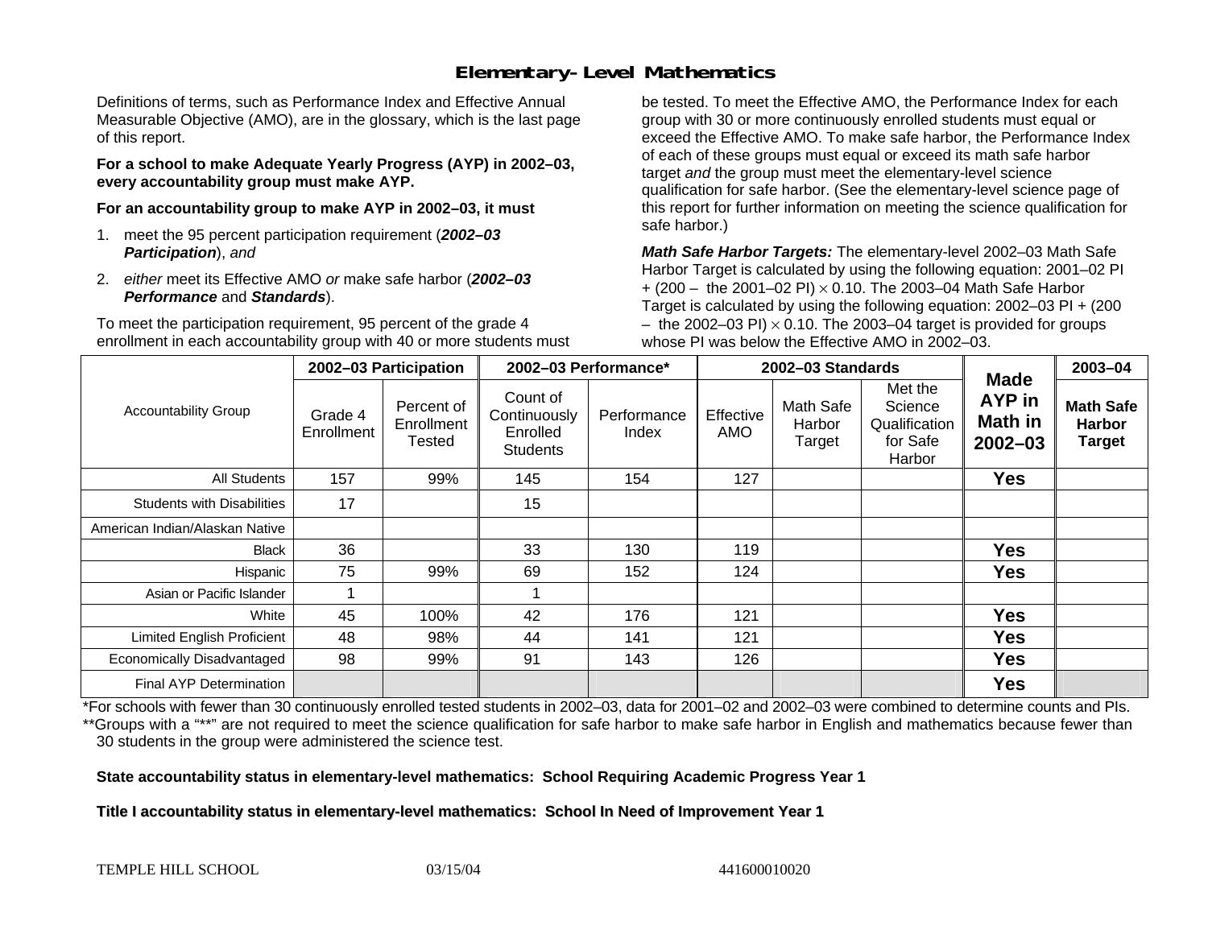# Elementary-Level Mathematics

Definitions of terms, such as Performance Index and Effective Annual Measurable Objective (AMO), are in the glossary, which is the last page of this report.

**For a school to make Adequate Yearly Progress (AYP) in 2002–03, every accountability group must make AYP.**

**For an accountability group to make AYP in 2002–03, it must**

1. meet the 95 percent participation requirement (***2002–03 Participation***), *and*
2. *either* meet its Effective AMO *or* make safe harbor (***2002–03 Performance*** and ***Standards***).

To meet the participation requirement, 95 percent of the grade 4 enrollment in each accountability group with 40 or more students must be tested. To meet the Effective AMO, the Performance Index for each group with 30 or more continuously enrolled students must equal or exceed the Effective AMO. To make safe harbor, the Performance Index of each of these groups must equal or exceed its math safe harbor target *and* the group must meet the elementary-level science qualification for safe harbor. (See the elementary-level science page of this report for further information on meeting the science qualification for safe harbor.)

***Math Safe Harbor Targets:*** The elementary-level 2002–03 Math Safe Harbor Target is calculated by using the following equation: 2001–02 PI + (200 – the 2001–02 PI) $\times$ 0.10. The 2003–04 Math Safe Harbor Target is calculated by using the following equation: 2002–03 PI + (200 – the 2002–03 PI) $\times$ 0.10. The 2003–04 target is provided for groups whose PI was below the Effective AMO in 2002–03.

| Accountability Group | 2002–03 Participation | | 2002–03 Performance* | | 2002–03 Standards | | | Made AYP in Math in 2002–03 | 2003–04 |
|---|---|---|---|---|---|---|---|---|---|
| | Grade 4 Enrollment | Percent of Enrollment Tested | Count of Continuously Enrolled Students | Performance Index | Effective AMO | Math Safe Harbor Target | Met the Science Qualification for Safe Harbor | | Math Safe Harbor Target |
| All Students | 157 | 99% | 145 | 154 | 127 | | | **Yes** | |
| Students with Disabilities | 17 | | 15 | | | | | | |
| American Indian/Alaskan Native | | | | | | | | | |
| Black | 36 | | 33 | 130 | 119 | | | **Yes** | |
| Hispanic | 75 | 99% | 69 | 152 | 124 | | | **Yes** | |
| Asian or Pacific Islander | 1 | | 1 | | | | | | |
| White | 45 | 100% | 42 | 176 | 121 | | | **Yes** | |
| Limited English Proficient | 48 | 98% | 44 | 141 | 121 | | | **Yes** | |
| Economically Disadvantaged | 98 | 99% | 91 | 143 | 126 | | | **Yes** | |
| Final AYP Determination | | | | | | | | **Yes** | |

*For schools with fewer than 30 continuously enrolled tested students in 2002–03, data for 2001–02 and 2002–03 were combined to determine counts and PIs.

**Groups with a "**" are not required to meet the science qualification for safe harbor to make safe harbor in English and mathematics because fewer than 30 students in the group were administered the science test.

**State accountability status in elementary-level mathematics: School Requiring Academic Progress Year 1**

**Title I accountability status in elementary-level mathematics: School In Need of Improvement Year 1**

TEMPLE HILL SCHOOL 03/15/04 441600010020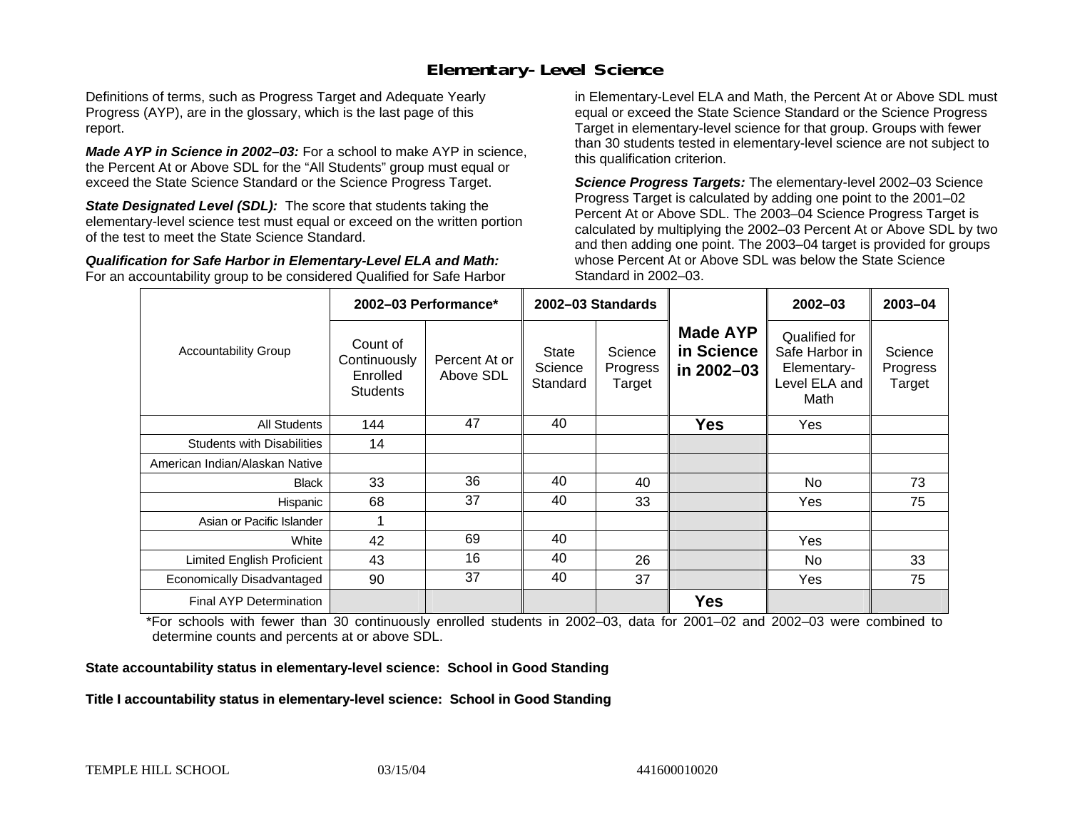# Elementary-Level Science

Definitions of terms, such as Progress Target and Adequate Yearly Progress (AYP), are in the glossary, which is the last page of this report.

***Made AYP in Science in 2002–03:*** For a school to make AYP in science, the Percent At or Above SDL for the "All Students" group must equal or exceed the State Science Standard or the Science Progress Target.

***State Designated Level (SDL):*** The score that students taking the elementary-level science test must equal or exceed on the written portion of the test to meet the State Science Standard.

***Qualification for Safe Harbor in Elementary-Level ELA and Math:*** For an accountability group to be considered Qualified for Safe Harbor in Elementary-Level ELA and Math, the Percent At or Above SDL must equal or exceed the State Science Standard or the Science Progress Target in elementary-level science for that group. Groups with fewer than 30 students tested in elementary-level science are not subject to this qualification criterion.

***Science Progress Targets:*** The elementary-level 2002–03 Science Progress Target is calculated by adding one point to the 2001–02 Percent At or Above SDL. The 2003–04 Science Progress Target is calculated by multiplying the 2002–03 Percent At or Above SDL by two and then adding one point. The 2003–04 target is provided for groups whose Percent At or Above SDL was below the State Science Standard in 2002–03.

| Accountability Group | 2002–03 Performance* | | 2002–03 Standards | | Made AYP in Science in 2002–03 | 2002–03 | 2003–04 |
|---|---|---|---|---|---|---|---|
| | Count of Continuously Enrolled Students | Percent At or Above SDL | State Science Standard | Science Progress Target | | Qualified for Safe Harbor in Elementary-Level ELA and Math | Science Progress Target |
| All Students | 144 | 47 | 40 | | **Yes** | Yes | |
| Students with Disabilities | 14 | | | | | | |
| American Indian/Alaskan Native | | | | | | | |
| Black | 33 | 36 | 40 | 40 | | No | 73 |
| Hispanic | 68 | 37 | 40 | 33 | | Yes | 75 |
| Asian or Pacific Islander | 1 | | | | | | |
| White | 42 | 69 | 40 | | | Yes | |
| Limited English Proficient | 43 | 16 | 40 | 26 | | No | 33 |
| Economically Disadvantaged | 90 | 37 | 40 | 37 | | Yes | 75 |
| Final AYP Determination | | | | | **Yes** | | |

*For schools with fewer than 30 continuously enrolled students in 2002–03, data for 2001–02 and 2002–03 were combined to determine counts and percents at or above SDL.

**State accountability status in elementary-level science: School in Good Standing**

**Title I accountability status in elementary-level science: School in Good Standing**

TEMPLE HILL SCHOOL 03/15/04 441600010020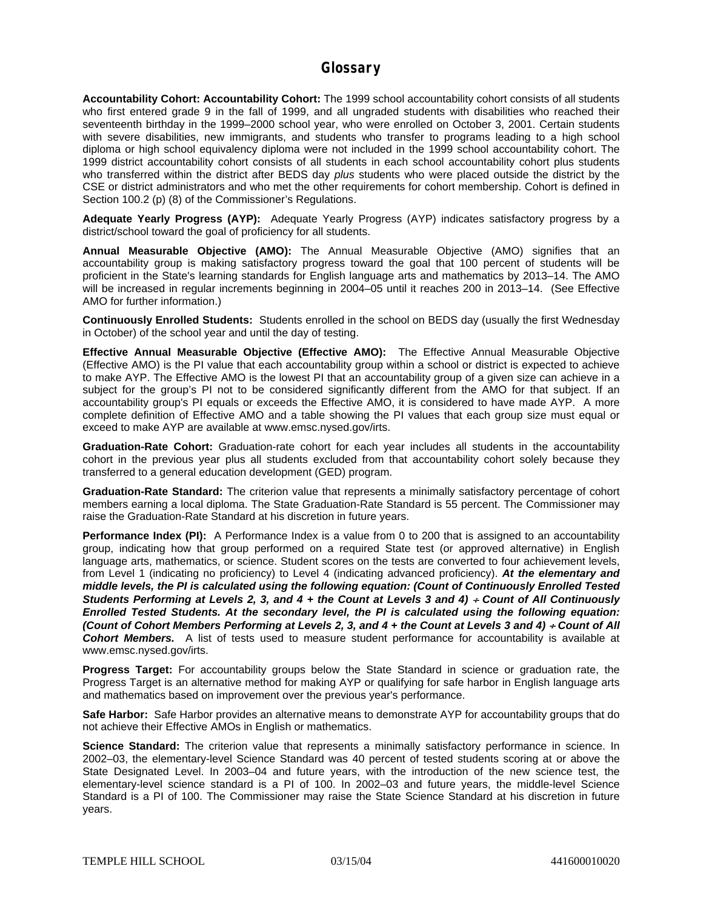# Glossary

**Accountability Cohort: Accountability Cohort:** The 1999 school accountability cohort consists of all students who first entered grade 9 in the fall of 1999, and all ungraded students with disabilities who reached their seventeenth birthday in the 1999–2000 school year, who were enrolled on October 3, 2001. Certain students with severe disabilities, new immigrants, and students who transfer to programs leading to a high school diploma or high school equivalency diploma were not included in the 1999 school accountability cohort. The 1999 district accountability cohort consists of all students in each school accountability cohort plus students who transferred within the district after BEDS day *plus* students who were placed outside the district by the CSE or district administrators and who met the other requirements for cohort membership. Cohort is defined in Section 100.2 (p) (8) of the Commissioner's Regulations.

**Adequate Yearly Progress (AYP):** Adequate Yearly Progress (AYP) indicates satisfactory progress by a district/school toward the goal of proficiency for all students.

**Annual Measurable Objective (AMO):** The Annual Measurable Objective (AMO) signifies that an accountability group is making satisfactory progress toward the goal that 100 percent of students will be proficient in the State's learning standards for English language arts and mathematics by 2013–14. The AMO will be increased in regular increments beginning in 2004–05 until it reaches 200 in 2013–14. (See Effective AMO for further information.)

**Continuously Enrolled Students:** Students enrolled in the school on BEDS day (usually the first Wednesday in October) of the school year and until the day of testing.

**Effective Annual Measurable Objective (Effective AMO):** The Effective Annual Measurable Objective (Effective AMO) is the PI value that each accountability group within a school or district is expected to achieve to make AYP. The Effective AMO is the lowest PI that an accountability group of a given size can achieve in a subject for the group's PI not to be considered significantly different from the AMO for that subject. If an accountability group's PI equals or exceeds the Effective AMO, it is considered to have made AYP. A more complete definition of Effective AMO and a table showing the PI values that each group size must equal or exceed to make AYP are available at www.emsc.nysed.gov/irts.

**Graduation-Rate Cohort:** Graduation-rate cohort for each year includes all students in the accountability cohort in the previous year plus all students excluded from that accountability cohort solely because they transferred to a general education development (GED) program.

**Graduation-Rate Standard:** The criterion value that represents a minimally satisfactory percentage of cohort members earning a local diploma. The State Graduation-Rate Standard is 55 percent. The Commissioner may raise the Graduation-Rate Standard at his discretion in future years.

**Performance Index (PI):** A Performance Index is a value from 0 to 200 that is assigned to an accountability group, indicating how that group performed on a required State test (or approved alternative) in English language arts, mathematics, or science. Student scores on the tests are converted to four achievement levels, from Level 1 (indicating no proficiency) to Level 4 (indicating advanced proficiency). ***At the elementary and middle levels, the PI is calculated using the following equation: (Count of Continuously Enrolled Tested Students Performing at Levels 2, 3, and 4 + the Count at Levels 3 and 4) ÷ Count of All Continuously Enrolled Tested Students. At the secondary level, the PI is calculated using the following equation: (Count of Cohort Members Performing at Levels 2, 3, and 4 + the Count at Levels 3 and 4) ÷ Count of All Cohort Members.*** A list of tests used to measure student performance for accountability is available at www.emsc.nysed.gov/irts.

**Progress Target:** For accountability groups below the State Standard in science or graduation rate, the Progress Target is an alternative method for making AYP or qualifying for safe harbor in English language arts and mathematics based on improvement over the previous year's performance.

**Safe Harbor:** Safe Harbor provides an alternative means to demonstrate AYP for accountability groups that do not achieve their Effective AMOs in English or mathematics.

**Science Standard:** The criterion value that represents a minimally satisfactory performance in science. In 2002–03, the elementary-level Science Standard was 40 percent of tested students scoring at or above the State Designated Level. In 2003–04 and future years, with the introduction of the new science test, the elementary-level science standard is a PI of 100. In 2002–03 and future years, the middle-level Science Standard is a PI of 100. The Commissioner may raise the State Science Standard at his discretion in future years.